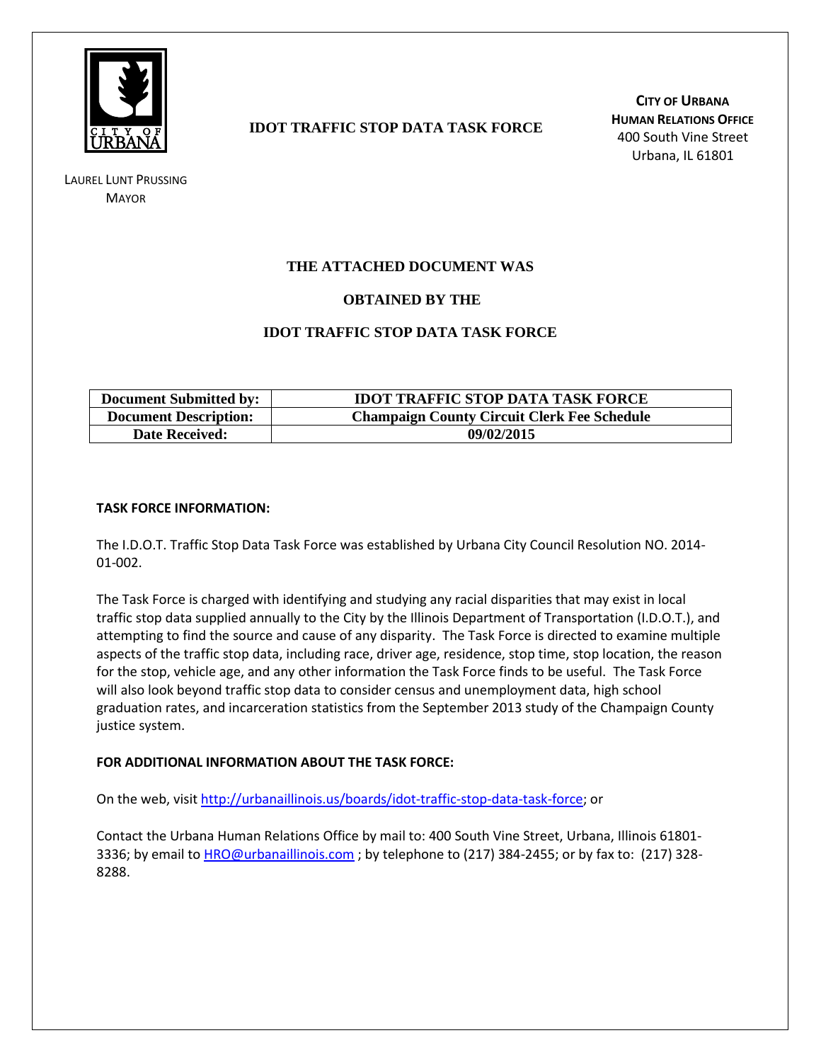CITY OF URBANA

**IDOT TRAFFIC STOP DATA TASK FORCE**

**CITY OF URBANA**
**HUMAN RELATIONS OFFICE**
400 South Vine Street
Urbana, IL 61801

LAUREL LUNT PRUSSING
MAYOR

## THE ATTACHED DOCUMENT WAS

## OBTAINED BY THE

## IDOT TRAFFIC STOP DATA TASK FORCE

| **Document Submitted by:** | **IDOT TRAFFIC STOP DATA TASK FORCE** |
|---|---|
| **Document Description:** | **Champaign County Circuit Clerk Fee Schedule** |
| **Date Received:** | **09/02/2015** |

**TASK FORCE INFORMATION:**

The I.D.O.T. Traffic Stop Data Task Force was established by Urbana City Council Resolution NO. 2014-01-002.

The Task Force is charged with identifying and studying any racial disparities that may exist in local traffic stop data supplied annually to the City by the Illinois Department of Transportation (I.D.O.T.), and attempting to find the source and cause of any disparity. The Task Force is directed to examine multiple aspects of the traffic stop data, including race, driver age, residence, stop time, stop location, the reason for the stop, vehicle age, and any other information the Task Force finds to be useful. The Task Force will also look beyond traffic stop data to consider census and unemployment data, high school graduation rates, and incarceration statistics from the September 2013 study of the Champaign County justice system.

**FOR ADDITIONAL INFORMATION ABOUT THE TASK FORCE:**

On the web, visit http://urbanaillinois.us/boards/idot-traffic-stop-data-task-force; or

Contact the Urbana Human Relations Office by mail to: 400 South Vine Street, Urbana, Illinois 61801-3336; by email to HRO@urbanaillinois.com ; by telephone to (217) 384-2455; or by fax to: (217) 328-8288.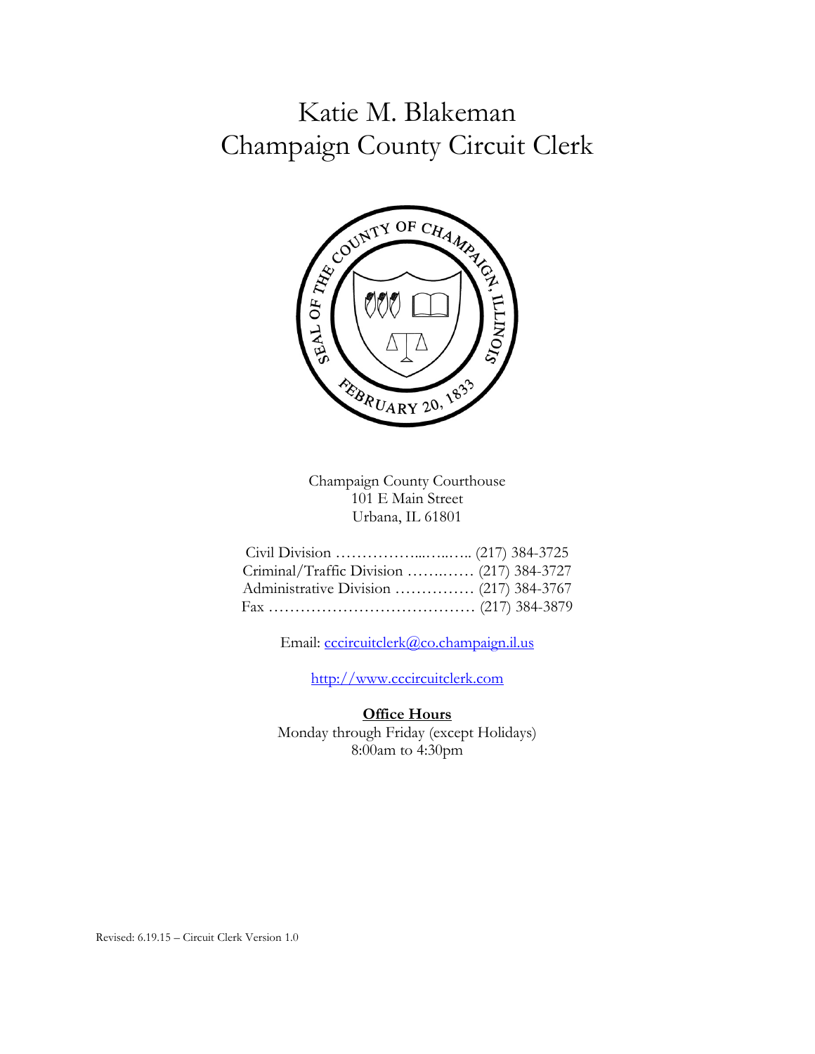# Katie M. Blakeman
# Champaign County Circuit Clerk

Champaign County Courthouse
101 E Main Street
Urbana, IL 61801

Civil Division ……………...…...….. (217) 384-3725
Criminal/Traffic Division …….…… (217) 384-3727
Administrative Division …………… (217) 384-3767
Fax ………………………………… (217) 384-3879

Email: cccircuitclerk@co.champaign.il.us

http://www.cccircuitclerk.com

**Office Hours**
Monday through Friday (except Holidays)
8:00am to 4:30pm

Revised: 6.19.15 – Circuit Clerk Version 1.0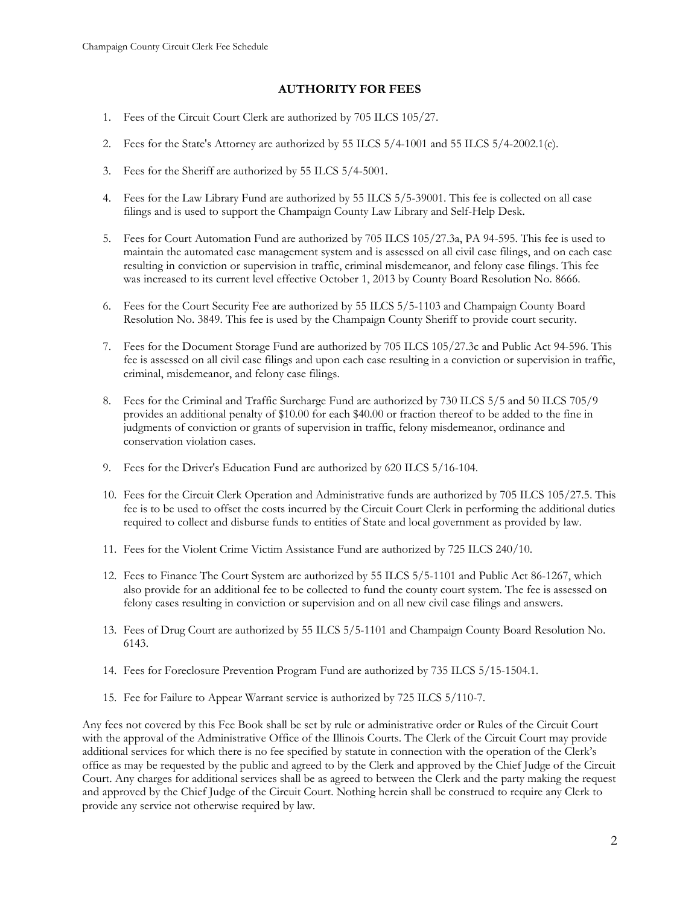## AUTHORITY FOR FEES

1. Fees of the Circuit Court Clerk are authorized by 705 ILCS 105/27.

2. Fees for the State's Attorney are authorized by 55 ILCS 5/4-1001 and 55 ILCS 5/4-2002.1(c).

3. Fees for the Sheriff are authorized by 55 ILCS 5/4-5001.

4. Fees for the Law Library Fund are authorized by 55 ILCS 5/5-39001. This fee is collected on all case filings and is used to support the Champaign County Law Library and Self-Help Desk.

5. Fees for Court Automation Fund are authorized by 705 ILCS 105/27.3a, PA 94-595. This fee is used to maintain the automated case management system and is assessed on all civil case filings, and on each case resulting in conviction or supervision in traffic, criminal misdemeanor, and felony case filings. This fee was increased to its current level effective October 1, 2013 by County Board Resolution No. 8666.

6. Fees for the Court Security Fee are authorized by 55 ILCS 5/5-1103 and Champaign County Board Resolution No. 3849. This fee is used by the Champaign County Sheriff to provide court security.

7. Fees for the Document Storage Fund are authorized by 705 ILCS 105/27.3c and Public Act 94-596. This fee is assessed on all civil case filings and upon each case resulting in a conviction or supervision in traffic, criminal, misdemeanor, and felony case filings.

8. Fees for the Criminal and Traffic Surcharge Fund are authorized by 730 ILCS 5/5 and 50 ILCS 705/9 provides an additional penalty of $10.00 for each $40.00 or fraction thereof to be added to the fine in judgments of conviction or grants of supervision in traffic, felony misdemeanor, ordinance and conservation violation cases.

9. Fees for the Driver's Education Fund are authorized by 620 ILCS 5/16-104.

10. Fees for the Circuit Clerk Operation and Administrative funds are authorized by 705 ILCS 105/27.5. This fee is to be used to offset the costs incurred by the Circuit Court Clerk in performing the additional duties required to collect and disburse funds to entities of State and local government as provided by law.

11. Fees for the Violent Crime Victim Assistance Fund are authorized by 725 ILCS 240/10.

12. Fees to Finance The Court System are authorized by 55 ILCS 5/5-1101 and Public Act 86-1267, which also provide for an additional fee to be collected to fund the county court system. The fee is assessed on felony cases resulting in conviction or supervision and on all new civil case filings and answers.

13. Fees of Drug Court are authorized by 55 ILCS 5/5-1101 and Champaign County Board Resolution No. 6143.

14. Fees for Foreclosure Prevention Program Fund are authorized by 735 ILCS 5/15-1504.1.

15. Fee for Failure to Appear Warrant service is authorized by 725 ILCS 5/110-7.

Any fees not covered by this Fee Book shall be set by rule or administrative order or Rules of the Circuit Court with the approval of the Administrative Office of the Illinois Courts. The Clerk of the Circuit Court may provide additional services for which there is no fee specified by statute in connection with the operation of the Clerk's office as may be requested by the public and agreed to by the Clerk and approved by the Chief Judge of the Circuit Court. Any charges for additional services shall be as agreed to between the Clerk and the party making the request and approved by the Chief Judge of the Circuit Court. Nothing herein shall be construed to require any Clerk to provide any service not otherwise required by law.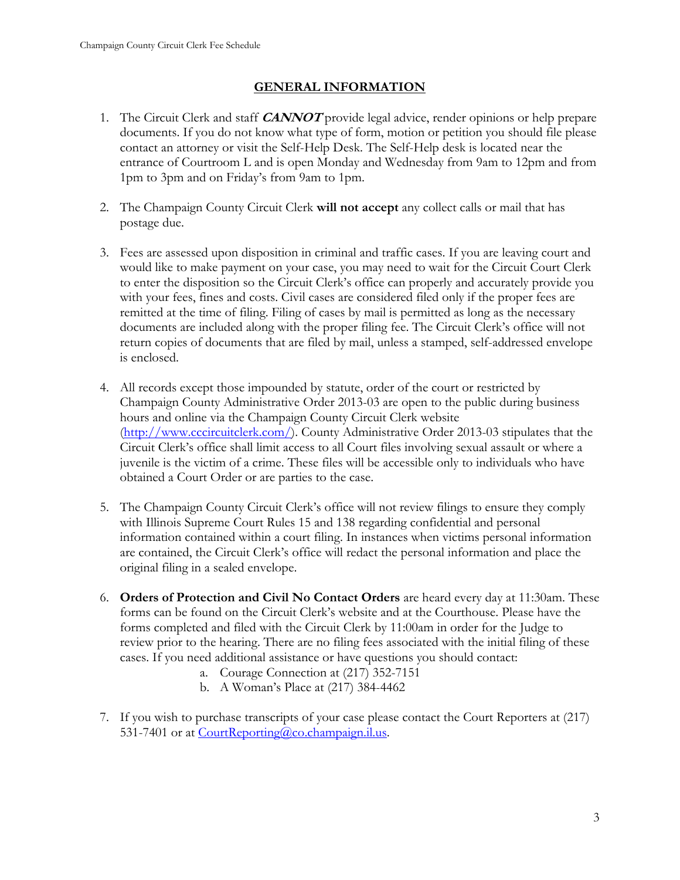## GENERAL INFORMATION

1. The Circuit Clerk and staff ***CANNOT*** provide legal advice, render opinions or help prepare documents. If you do not know what type of form, motion or petition you should file please contact an attorney or visit the Self-Help Desk. The Self-Help desk is located near the entrance of Courtroom L and is open Monday and Wednesday from 9am to 12pm and from 1pm to 3pm and on Friday's from 9am to 1pm.

2. The Champaign County Circuit Clerk **will not accept** any collect calls or mail that has postage due.

3. Fees are assessed upon disposition in criminal and traffic cases. If you are leaving court and would like to make payment on your case, you may need to wait for the Circuit Court Clerk to enter the disposition so the Circuit Clerk's office can properly and accurately provide you with your fees, fines and costs. Civil cases are considered filed only if the proper fees are remitted at the time of filing. Filing of cases by mail is permitted as long as the necessary documents are included along with the proper filing fee. The Circuit Clerk's office will not return copies of documents that are filed by mail, unless a stamped, self-addressed envelope is enclosed.

4. All records except those impounded by statute, order of the court or restricted by Champaign County Administrative Order 2013-03 are open to the public during business hours and online via the Champaign County Circuit Clerk website ([http://www.cccircuitclerk.com/](http://www.cccircuitclerk.com/)). County Administrative Order 2013-03 stipulates that the Circuit Clerk's office shall limit access to all Court files involving sexual assault or where a juvenile is the victim of a crime. These files will be accessible only to individuals who have obtained a Court Order or are parties to the case.

5. The Champaign County Circuit Clerk's office will not review filings to ensure they comply with Illinois Supreme Court Rules 15 and 138 regarding confidential and personal information contained within a court filing. In instances when victims personal information are contained, the Circuit Clerk's office will redact the personal information and place the original filing in a sealed envelope.

6. **Orders of Protection and Civil No Contact Orders** are heard every day at 11:30am. These forms can be found on the Circuit Clerk's website and at the Courthouse. Please have the forms completed and filed with the Circuit Clerk by 11:00am in order for the Judge to review prior to the hearing. There are no filing fees associated with the initial filing of these cases. If you need additional assistance or have questions you should contact:
   a. Courage Connection at (217) 352-7151
   b. A Woman's Place at (217) 384-4462

7. If you wish to purchase transcripts of your case please contact the Court Reporters at (217) 531-7401 or at [CourtReporting@co.champaign.il.us](mailto:CourtReporting@co.champaign.il.us).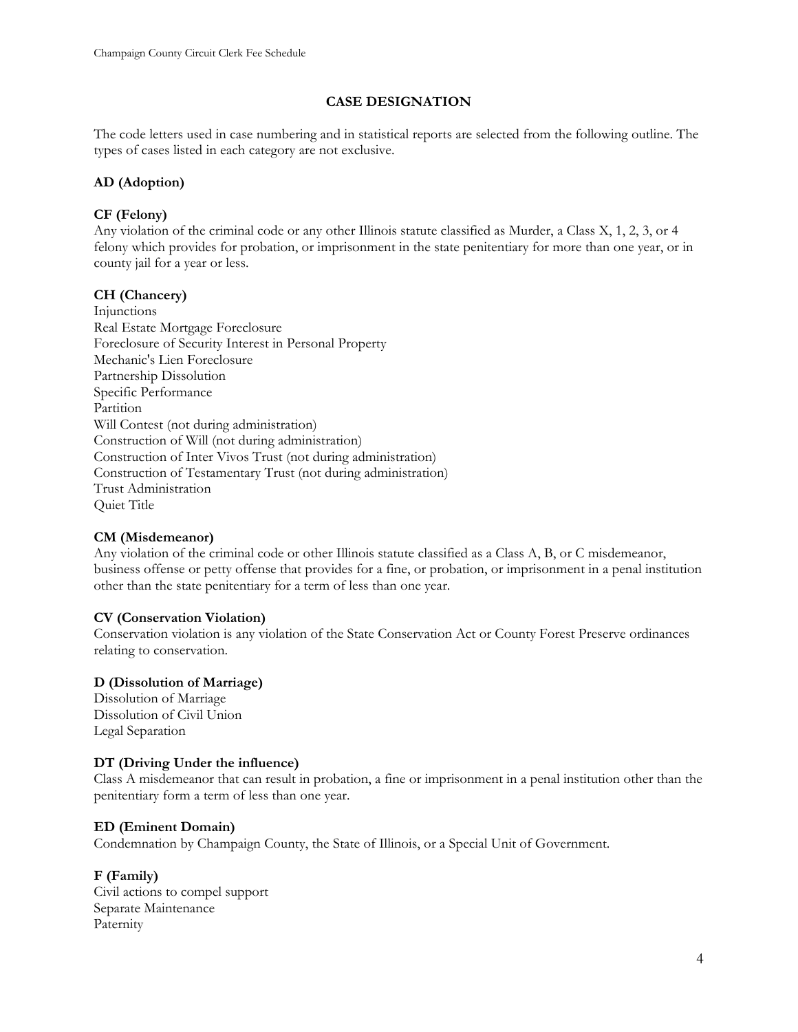## CASE DESIGNATION

The code letters used in case numbering and in statistical reports are selected from the following outline. The types of cases listed in each category are not exclusive.

**AD (Adoption)**

**CF (Felony)**
Any violation of the criminal code or any other Illinois statute classified as Murder, a Class X, 1, 2, 3, or 4 felony which provides for probation, or imprisonment in the state penitentiary for more than one year, or in county jail for a year or less.

**CH (Chancery)**
Injunctions
Real Estate Mortgage Foreclosure
Foreclosure of Security Interest in Personal Property
Mechanic's Lien Foreclosure
Partnership Dissolution
Specific Performance
Partition
Will Contest (not during administration)
Construction of Will (not during administration)
Construction of Inter Vivos Trust (not during administration)
Construction of Testamentary Trust (not during administration)
Trust Administration
Quiet Title

**CM (Misdemeanor)**
Any violation of the criminal code or other Illinois statute classified as a Class A, B, or C misdemeanor, business offense or petty offense that provides for a fine, or probation, or imprisonment in a penal institution other than the state penitentiary for a term of less than one year.

**CV (Conservation Violation)**
Conservation violation is any violation of the State Conservation Act or County Forest Preserve ordinances relating to conservation.

**D (Dissolution of Marriage)**
Dissolution of Marriage
Dissolution of Civil Union
Legal Separation

**DT (Driving Under the influence)**
Class A misdemeanor that can result in probation, a fine or imprisonment in a penal institution other than the penitentiary form a term of less than one year.

**ED (Eminent Domain)**
Condemnation by Champaign County, the State of Illinois, or a Special Unit of Government.

**F (Family)**
Civil actions to compel support
Separate Maintenance
Paternity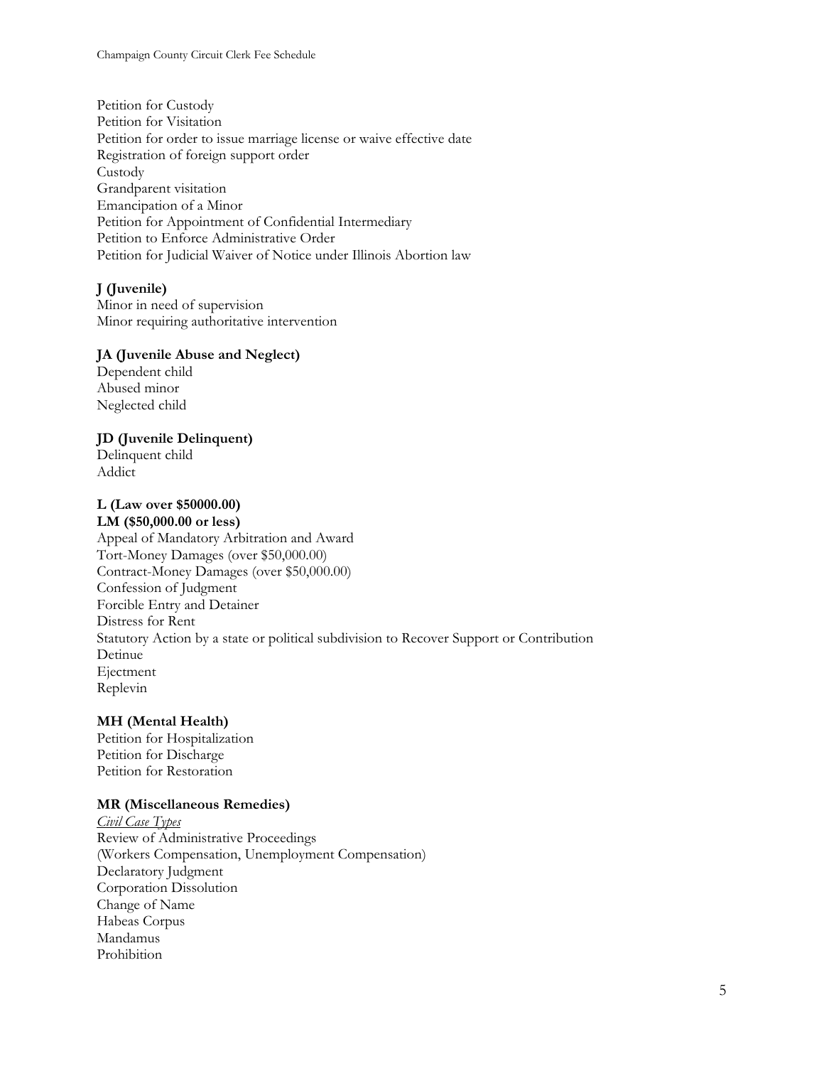Petition for Custody
Petition for Visitation
Petition for order to issue marriage license or waive effective date
Registration of foreign support order
Custody
Grandparent visitation
Emancipation of a Minor
Petition for Appointment of Confidential Intermediary
Petition to Enforce Administrative Order
Petition for Judicial Waiver of Notice under Illinois Abortion law

**J (Juvenile)**
Minor in need of supervision
Minor requiring authoritative intervention

**JA (Juvenile Abuse and Neglect)**
Dependent child
Abused minor
Neglected child

**JD (Juvenile Delinquent)**
Delinquent child
Addict

**L (Law over $50000.00)**
**LM ($50,000.00 or less)**
Appeal of Mandatory Arbitration and Award
Tort-Money Damages (over $50,000.00)
Contract-Money Damages (over $50,000.00)
Confession of Judgment
Forcible Entry and Detainer
Distress for Rent
Statutory Action by a state or political subdivision to Recover Support or Contribution
Detinue
Ejectment
Replevin

**MH (Mental Health)**
Petition for Hospitalization
Petition for Discharge
Petition for Restoration

**MR (Miscellaneous Remedies)**
*Civil Case Types*
Review of Administrative Proceedings
(Workers Compensation, Unemployment Compensation)
Declaratory Judgment
Corporation Dissolution
Change of Name
Habeas Corpus
Mandamus
Prohibition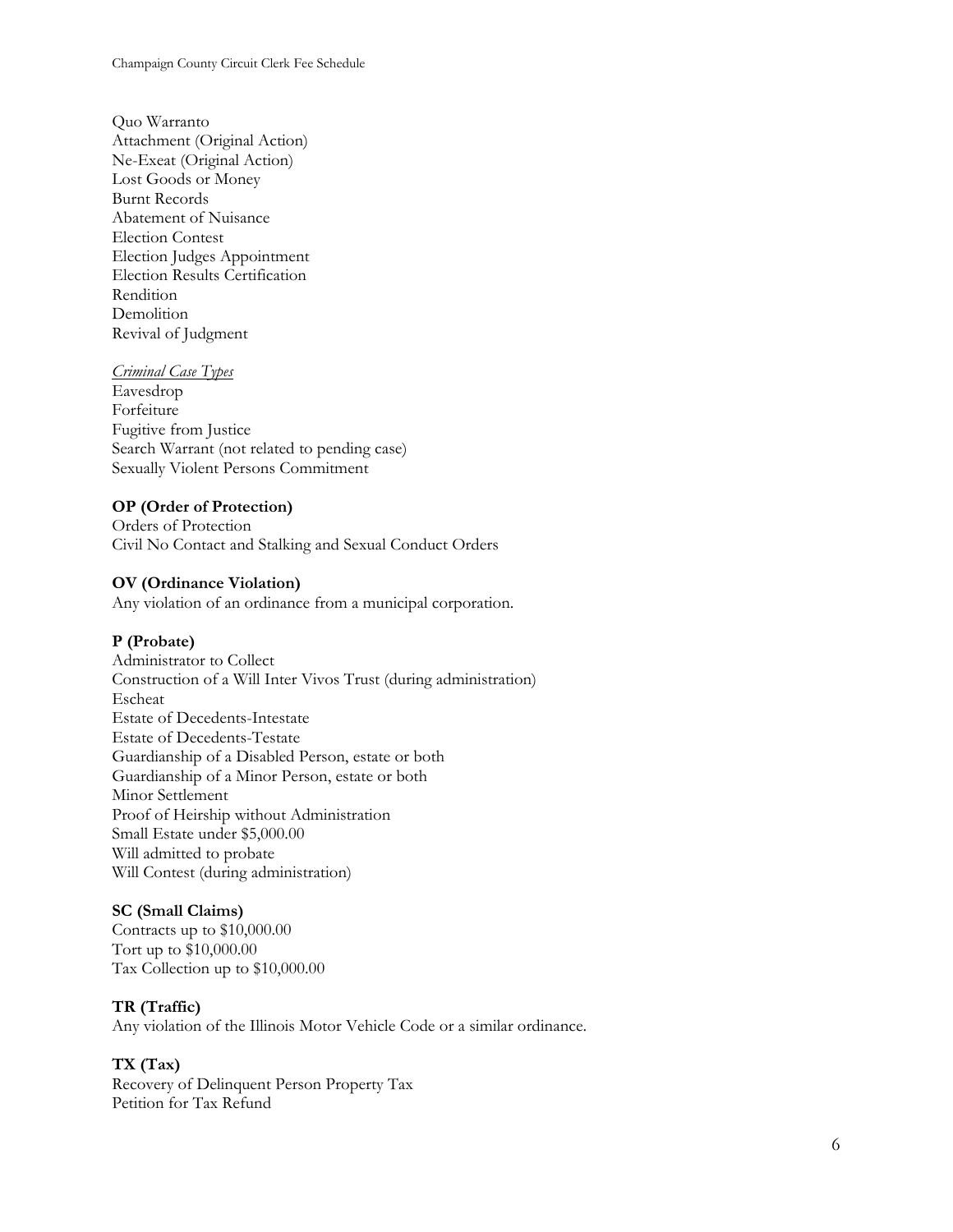Quo Warranto
Attachment (Original Action)
Ne-Exeat (Original Action)
Lost Goods or Money
Burnt Records
Abatement of Nuisance
Election Contest
Election Judges Appointment
Election Results Certification
Rendition
Demolition
Revival of Judgment

*Criminal Case Types*
Eavesdrop
Forfeiture
Fugitive from Justice
Search Warrant (not related to pending case)
Sexually Violent Persons Commitment

**OP (Order of Protection)**
Orders of Protection
Civil No Contact and Stalking and Sexual Conduct Orders

**OV (Ordinance Violation)**
Any violation of an ordinance from a municipal corporation.

**P (Probate)**
Administrator to Collect
Construction of a Will Inter Vivos Trust (during administration)
Escheat
Estate of Decedents-Intestate
Estate of Decedents-Testate
Guardianship of a Disabled Person, estate or both
Guardianship of a Minor Person, estate or both
Minor Settlement
Proof of Heirship without Administration
Small Estate under $5,000.00
Will admitted to probate
Will Contest (during administration)

**SC (Small Claims)**
Contracts up to $10,000.00
Tort up to $10,000.00
Tax Collection up to $10,000.00

**TR (Traffic)**
Any violation of the Illinois Motor Vehicle Code or a similar ordinance.

**TX (Tax)**
Recovery of Delinquent Person Property Tax
Petition for Tax Refund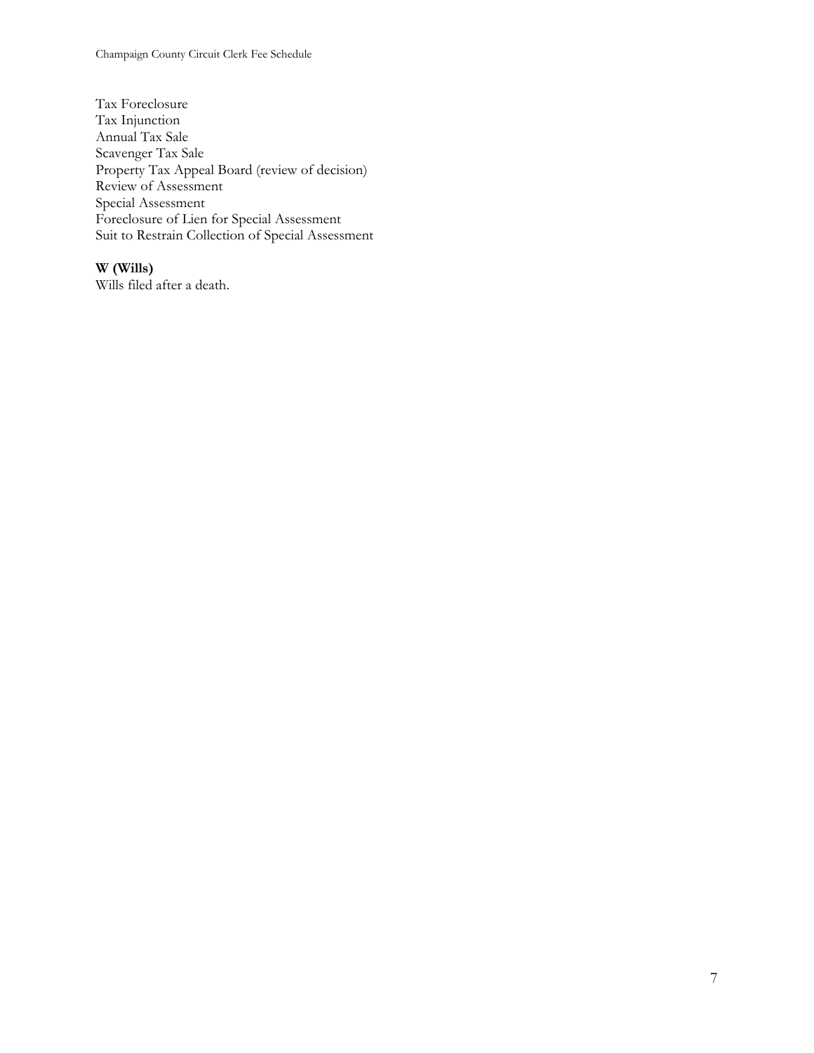Tax Foreclosure
Tax Injunction
Annual Tax Sale
Scavenger Tax Sale
Property Tax Appeal Board (review of decision)
Review of Assessment
Special Assessment
Foreclosure of Lien for Special Assessment
Suit to Restrain Collection of Special Assessment

**W (Wills)**
Wills filed after a death.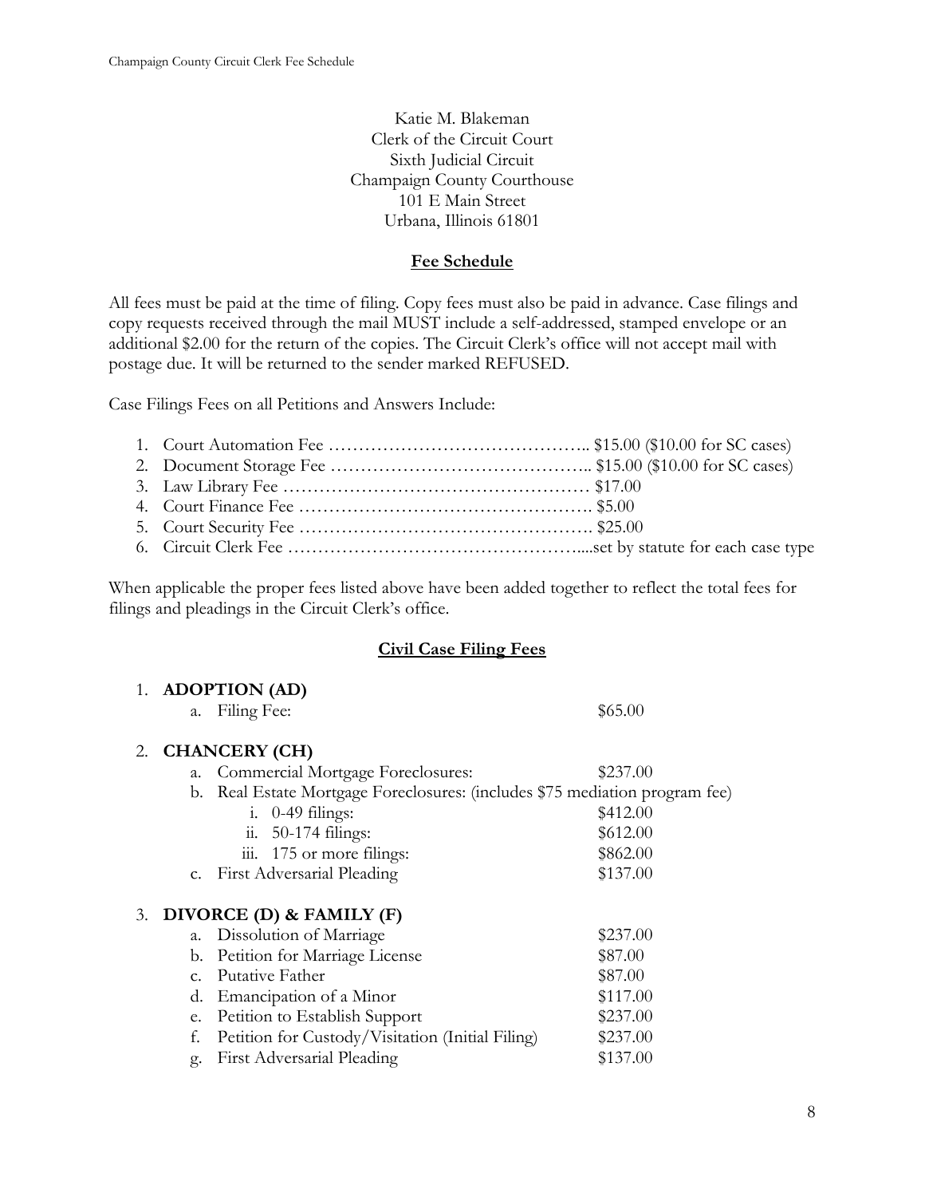Katie M. Blakeman
Clerk of the Circuit Court
Sixth Judicial Circuit
Champaign County Courthouse
101 E Main Street
Urbana, Illinois 61801

## Fee Schedule

All fees must be paid at the time of filing. Copy fees must also be paid in advance. Case filings and copy requests received through the mail MUST include a self-addressed, stamped envelope or an additional $2.00 for the return of the copies. The Circuit Clerk's office will not accept mail with postage due. It will be returned to the sender marked REFUSED.

Case Filings Fees on all Petitions and Answers Include:

1. Court Automation Fee …………………………………….. $15.00 ($10.00 for SC cases)
2. Document Storage Fee …………………………………….. $15.00 ($10.00 for SC cases)
3. Law Library Fee …………………………………………… $17.00
4. Court Finance Fee …………………………………………. $5.00
5. Court Security Fee …………………………………………. $25.00
6. Circuit Clerk Fee ……………………………………………....set by statute for each case type

When applicable the proper fees listed above have been added together to reflect the total fees for filings and pleadings in the Circuit Clerk's office.

## Civil Case Filing Fees

1. **ADOPTION (AD)**
   a. Filing Fee: $65.00

2. **CHANCERY (CH)**
   a. Commercial Mortgage Foreclosures: $237.00
   b. Real Estate Mortgage Foreclosures: (includes $75 mediation program fee)
      i. 0-49 filings: $412.00
      ii. 50-174 filings: $612.00
      iii. 175 or more filings: $862.00
   c. First Adversarial Pleading $137.00

3. **DIVORCE (D) & FAMILY (F)**
   a. Dissolution of Marriage $237.00
   b. Petition for Marriage License $87.00
   c. Putative Father $87.00
   d. Emancipation of a Minor $117.00
   e. Petition to Establish Support $237.00
   f. Petition for Custody/Visitation (Initial Filing) $237.00
   g. First Adversarial Pleading $137.00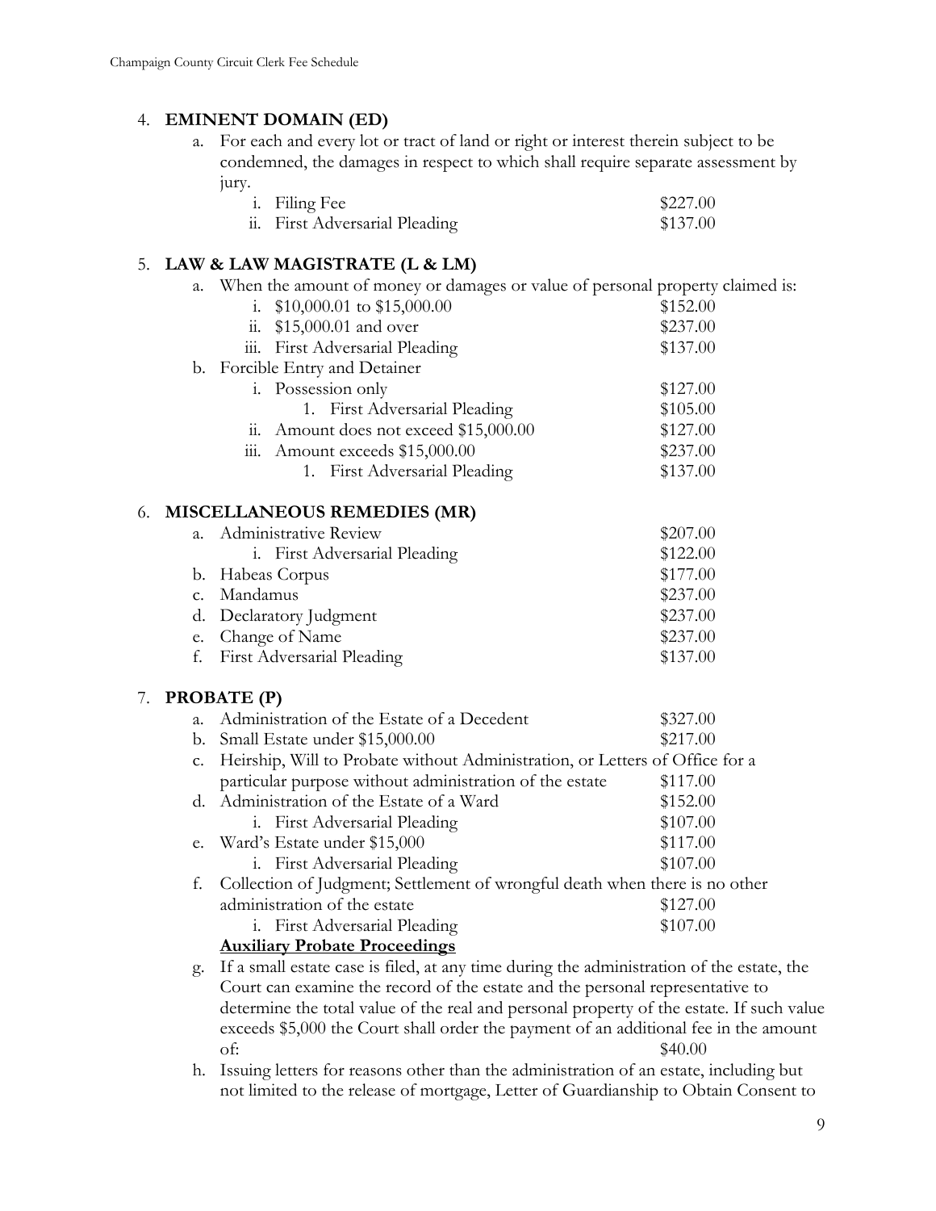4. **EMINENT DOMAIN (ED)**
   a. For each and every lot or tract of land or right or interest therein subject to be condemned, the damages in respect to which shall require separate assessment by jury.
      i. Filing Fee $227.00
      ii. First Adversarial Pleading $137.00

5. **LAW & LAW MAGISTRATE (L & LM)**
   a. When the amount of money or damages or value of personal property claimed is:
      i. $10,000.01 to $15,000.00 $152.00
      ii. $15,000.01 and over $237.00
      iii. First Adversarial Pleading $137.00
   b. Forcible Entry and Detainer
      i. Possession only $127.00
         1. First Adversarial Pleading $105.00
      ii. Amount does not exceed $15,000.00 $127.00
      iii. Amount exceeds $15,000.00 $237.00
         1. First Adversarial Pleading $137.00

6. **MISCELLANEOUS REMEDIES (MR)**
   a. Administrative Review $207.00
      i. First Adversarial Pleading $122.00
   b. Habeas Corpus $177.00
   c. Mandamus $237.00
   d. Declaratory Judgment $237.00
   e. Change of Name $237.00
   f. First Adversarial Pleading $137.00

7. **PROBATE (P)**
   a. Administration of the Estate of a Decedent $327.00
   b. Small Estate under $15,000.00 $217.00
   c. Heirship, Will to Probate without Administration, or Letters of Office for a particular purpose without administration of the estate $117.00
   d. Administration of the Estate of a Ward $152.00
      i. First Adversarial Pleading $107.00
   e. Ward's Estate under $15,000 $117.00
      i. First Adversarial Pleading $107.00
   f. Collection of Judgment; Settlement of wrongful death when there is no other administration of the estate $127.00
      i. First Adversarial Pleading $107.00

   **<u>Auxiliary Probate Proceedings</u>**

   g. If a small estate case is filed, at any time during the administration of the estate, the Court can examine the record of the estate and the personal representative to determine the total value of the real and personal property of the estate. If such value exceeds $5,000 the Court shall order the payment of an additional fee in the amount of: $40.00
   h. Issuing letters for reasons other than the administration of an estate, including but not limited to the release of mortgage, Letter of Guardianship to Obtain Consent to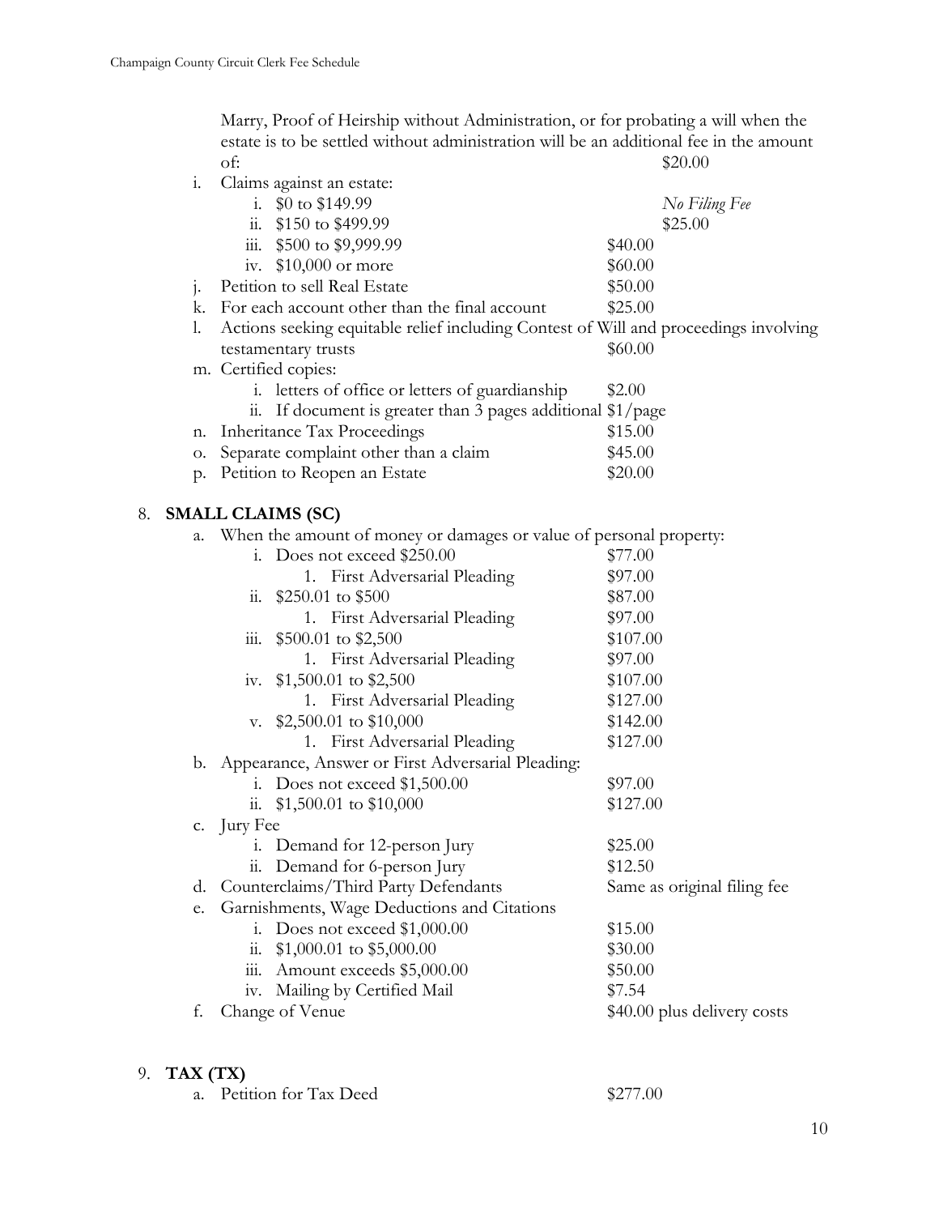Marry, Proof of Heirship without Administration, or for probating a will when the estate is to be settled without administration will be an additional fee in the amount of: $20.00

i. Claims against an estate:
   i. $0 to $149.99 — *No Filing Fee*
   ii. $150 to $499.99 — $25.00
   iii. $500 to $9,999.99 — $40.00
   iv. $10,000 or more — $60.00

j. Petition to sell Real Estate — $50.00

k. For each account other than the final account — $25.00

l. Actions seeking equitable relief including Contest of Will and proceedings involving testamentary trusts — $60.00

m. Certified copies:
   i. letters of office or letters of guardianship — $2.00
   ii. If document is greater than 3 pages additional $1/page

n. Inheritance Tax Proceedings — $15.00

o. Separate complaint other than a claim — $45.00

p. Petition to Reopen an Estate — $20.00

8. **SMALL CLAIMS (SC)**

   a. When the amount of money or damages or value of personal property:
      i. Does not exceed $250.00 — $77.00
         1. First Adversarial Pleading — $97.00
      ii. $250.01 to $500 — $87.00
         1. First Adversarial Pleading — $97.00
      iii. $500.01 to $2,500 — $107.00
         1. First Adversarial Pleading — $97.00
      iv. $1,500.01 to $2,500 — $107.00
         1. First Adversarial Pleading — $127.00
      v. $2,500.01 to $10,000 — $142.00
         1. First Adversarial Pleading — $127.00

   b. Appearance, Answer or First Adversarial Pleading:
      i. Does not exceed $1,500.00 — $97.00
      ii. $1,500.01 to $10,000 — $127.00

   c. Jury Fee
      i. Demand for 12-person Jury — $25.00
      ii. Demand for 6-person Jury — $12.50

   d. Counterclaims/Third Party Defendants — Same as original filing fee

   e. Garnishments, Wage Deductions and Citations
      i. Does not exceed $1,000.00 — $15.00
      ii. $1,000.01 to $5,000.00 — $30.00
      iii. Amount exceeds $5,000.00 — $50.00
      iv. Mailing by Certified Mail — $7.54

   f. Change of Venue — $40.00 plus delivery costs

9. **TAX (TX)**

   a. Petition for Tax Deed — $277.00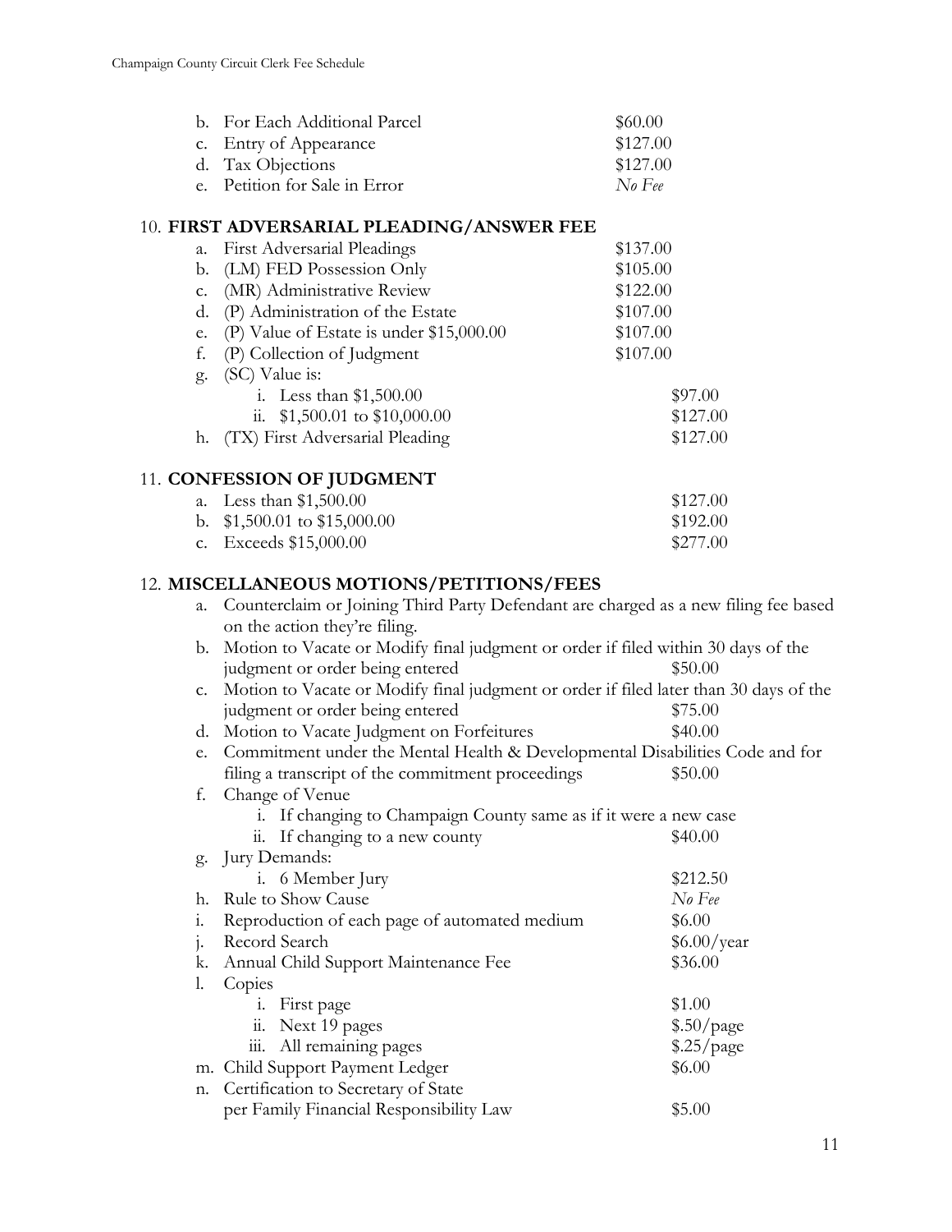b. For Each Additional Parcel $60.00
c. Entry of Appearance $127.00
d. Tax Objections $127.00
e. Petition for Sale in Error *No Fee*

10. **FIRST ADVERSARIAL PLEADING/ANSWER FEE**
   a. First Adversarial Pleadings $137.00
   b. (LM) FED Possession Only $105.00
   c. (MR) Administrative Review $122.00
   d. (P) Administration of the Estate $107.00
   e. (P) Value of Estate is under $15,000.00 $107.00
   f. (P) Collection of Judgment $107.00
   g. (SC) Value is:
      i. Less than $1,500.00 $97.00
      ii. $1,500.01 to $10,000.00 $127.00
   h. (TX) First Adversarial Pleading $127.00

11. **CONFESSION OF JUDGMENT**
   a. Less than $1,500.00 $127.00
   b. $1,500.01 to $15,000.00 $192.00
   c. Exceeds $15,000.00 $277.00

12. **MISCELLANEOUS MOTIONS/PETITIONS/FEES**
   a. Counterclaim or Joining Third Party Defendant are charged as a new filing fee based on the action they're filing.
   b. Motion to Vacate or Modify final judgment or order if filed within 30 days of the judgment or order being entered $50.00
   c. Motion to Vacate or Modify final judgment or order if filed later than 30 days of the judgment or order being entered $75.00
   d. Motion to Vacate Judgment on Forfeitures $40.00
   e. Commitment under the Mental Health & Developmental Disabilities Code and for filing a transcript of the commitment proceedings $50.00
   f. Change of Venue
      i. If changing to Champaign County same as if it were a new case
      ii. If changing to a new county $40.00
   g. Jury Demands:
      i. 6 Member Jury $212.50
   h. Rule to Show Cause *No Fee*
   i. Reproduction of each page of automated medium $6.00
   j. Record Search $6.00/year
   k. Annual Child Support Maintenance Fee $36.00
   l. Copies
      i. First page $1.00
      ii. Next 19 pages $.50/page
      iii. All remaining pages $.25/page
   m. Child Support Payment Ledger $6.00
   n. Certification to Secretary of State per Family Financial Responsibility Law $5.00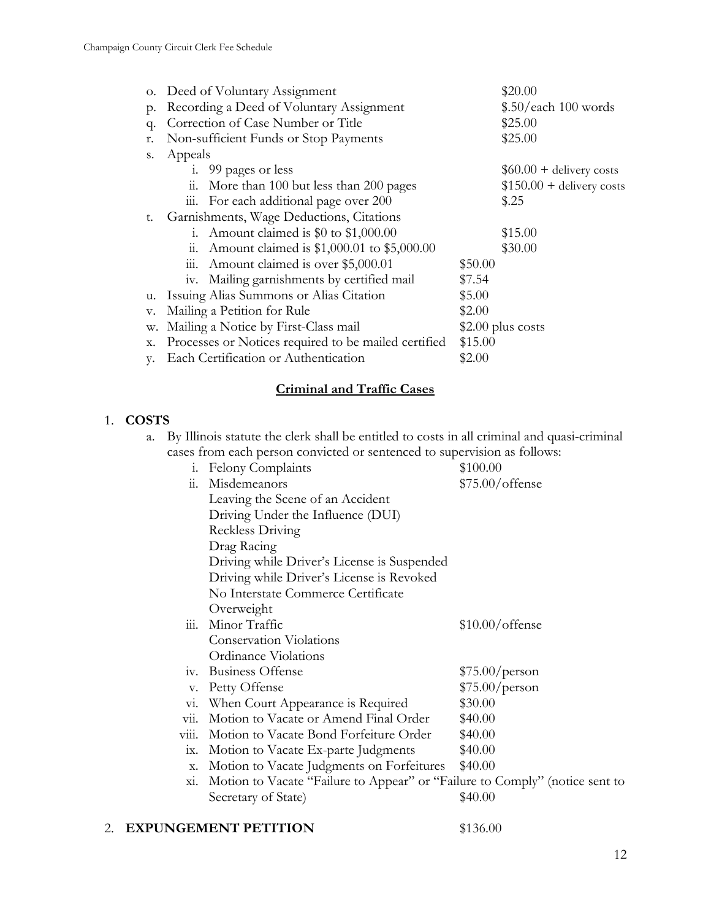o. Deed of Voluntary Assignment $20.00
p. Recording a Deed of Voluntary Assignment $.50/each 100 words
q. Correction of Case Number or Title $25.00
r. Non-sufficient Funds or Stop Payments $25.00
s. Appeals
    i. 99 pages or less $60.00 + delivery costs
    ii. More than 100 but less than 200 pages $150.00 + delivery costs
    iii. For each additional page over 200 $.25
t. Garnishments, Wage Deductions, Citations
    i. Amount claimed is $0 to $1,000.00 $15.00
    ii. Amount claimed is $1,000.01 to $5,000.00 $30.00
    iii. Amount claimed is over $5,000.01 $50.00
    iv. Mailing garnishments by certified mail $7.54
u. Issuing Alias Summons or Alias Citation $5.00
v. Mailing a Petition for Rule $2.00
w. Mailing a Notice by First-Class mail $2.00 plus costs
x. Processes or Notices required to be mailed certified $15.00
y. Each Certification or Authentication $2.00

## Criminal and Traffic Cases

1. **COSTS**
    a. By Illinois statute the clerk shall be entitled to costs in all criminal and quasi-criminal cases from each person convicted or sentenced to supervision as follows:
        i. Felony Complaints $100.00
        ii. Misdemeanors $75.00/offense
            Leaving the Scene of an Accident
            Driving Under the Influence (DUI)
            Reckless Driving
            Drag Racing
            Driving while Driver's License is Suspended
            Driving while Driver's License is Revoked
            No Interstate Commerce Certificate
            Overweight
        iii. Minor Traffic $10.00/offense
            Conservation Violations
            Ordinance Violations
        iv. Business Offense $75.00/person
        v. Petty Offense $75.00/person
        vi. When Court Appearance is Required $30.00
        vii. Motion to Vacate or Amend Final Order $40.00
        viii. Motion to Vacate Bond Forfeiture Order $40.00
        ix. Motion to Vacate Ex-parte Judgments $40.00
        x. Motion to Vacate Judgments on Forfeitures $40.00
        xi. Motion to Vacate "Failure to Appear" or "Failure to Comply" (notice sent to Secretary of State) $40.00

2. **EXPUNGEMENT PETITION** $136.00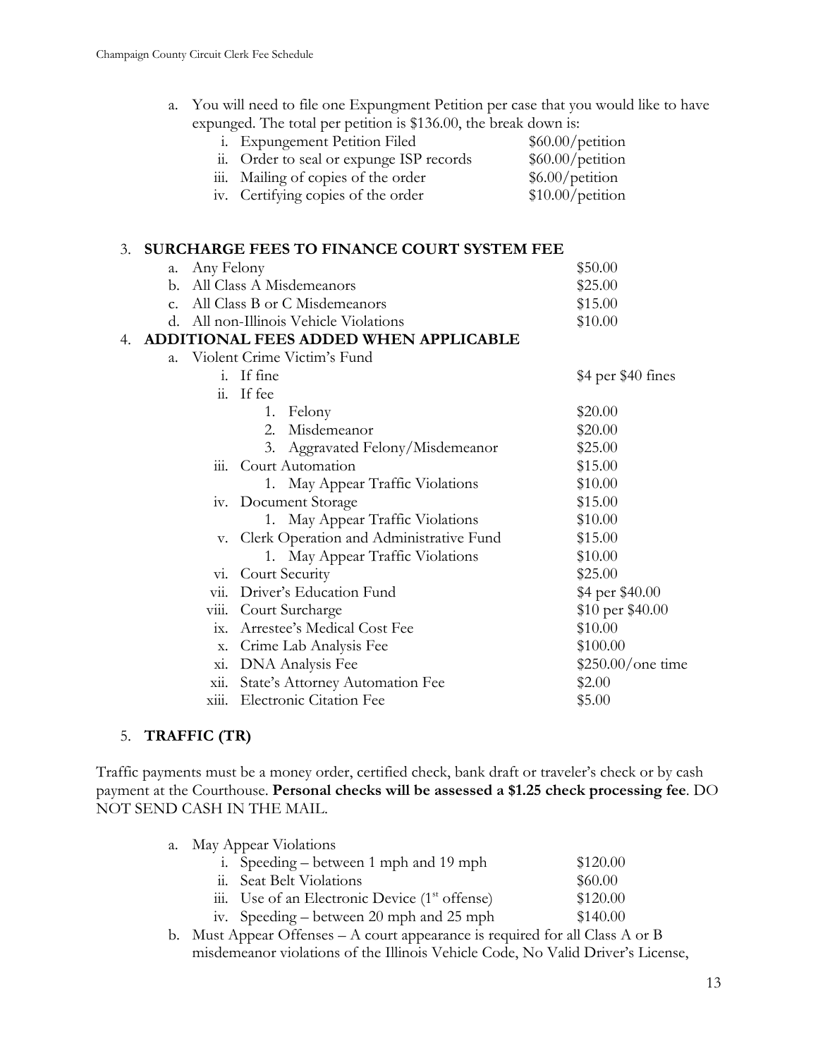a. You will need to file one Expungment Petition per case that you would like to have expunged. The total per petition is $136.00, the break down is:

| | |
|---|---|
| i. Expungement Petition Filed | $60.00/petition |
| ii. Order to seal or expunge ISP records | $60.00/petition |
| iii. Mailing of copies of the order | $6.00/petition |
| iv. Certifying copies of the order | $10.00/petition |

3. **SURCHARGE FEES TO FINANCE COURT SYSTEM FEE**

| | |
|---|---|
| a. Any Felony | $50.00 |
| b. All Class A Misdemeanors | $25.00 |
| c. All Class B or C Misdemeanors | $15.00 |
| d. All non-Illinois Vehicle Violations | $10.00 |

4. **ADDITIONAL FEES ADDED WHEN APPLICABLE**

| | |
|---|---|
| a. Violent Crime Victim's Fund | |
| i. If fine | $4 per $40 fines |
| ii. If fee | |
| 1. Felony | $20.00 |
| 2. Misdemeanor | $20.00 |
| 3. Aggravated Felony/Misdemeanor | $25.00 |
| iii. Court Automation | $15.00 |
| 1. May Appear Traffic Violations | $10.00 |
| iv. Document Storage | $15.00 |
| 1. May Appear Traffic Violations | $10.00 |
| v. Clerk Operation and Administrative Fund | $15.00 |
| 1. May Appear Traffic Violations | $10.00 |
| vi. Court Security | $25.00 |
| vii. Driver's Education Fund | $4 per $40.00 |
| viii. Court Surcharge | $10 per $40.00 |
| ix. Arrestee's Medical Cost Fee | $10.00 |
| x. Crime Lab Analysis Fee | $100.00 |
| xi. DNA Analysis Fee | $250.00/one time |
| xii. State's Attorney Automation Fee | $2.00 |
| xiii. Electronic Citation Fee | $5.00 |

5. **TRAFFIC (TR)**

Traffic payments must be a money order, certified check, bank draft or traveler's check or by cash payment at the Courthouse. **Personal checks will be assessed a $1.25 check processing fee**. DO NOT SEND CASH IN THE MAIL.

| | |
|---|---|
| a. May Appear Violations | |
| i. Speeding – between 1 mph and 19 mph | $120.00 |
| ii. Seat Belt Violations | $60.00 |
| iii. Use of an Electronic Device (1st offense) | $120.00 |
| iv. Speeding – between 20 mph and 25 mph | $140.00 |

b. Must Appear Offenses – A court appearance is required for all Class A or B misdemeanor violations of the Illinois Vehicle Code, No Valid Driver's License,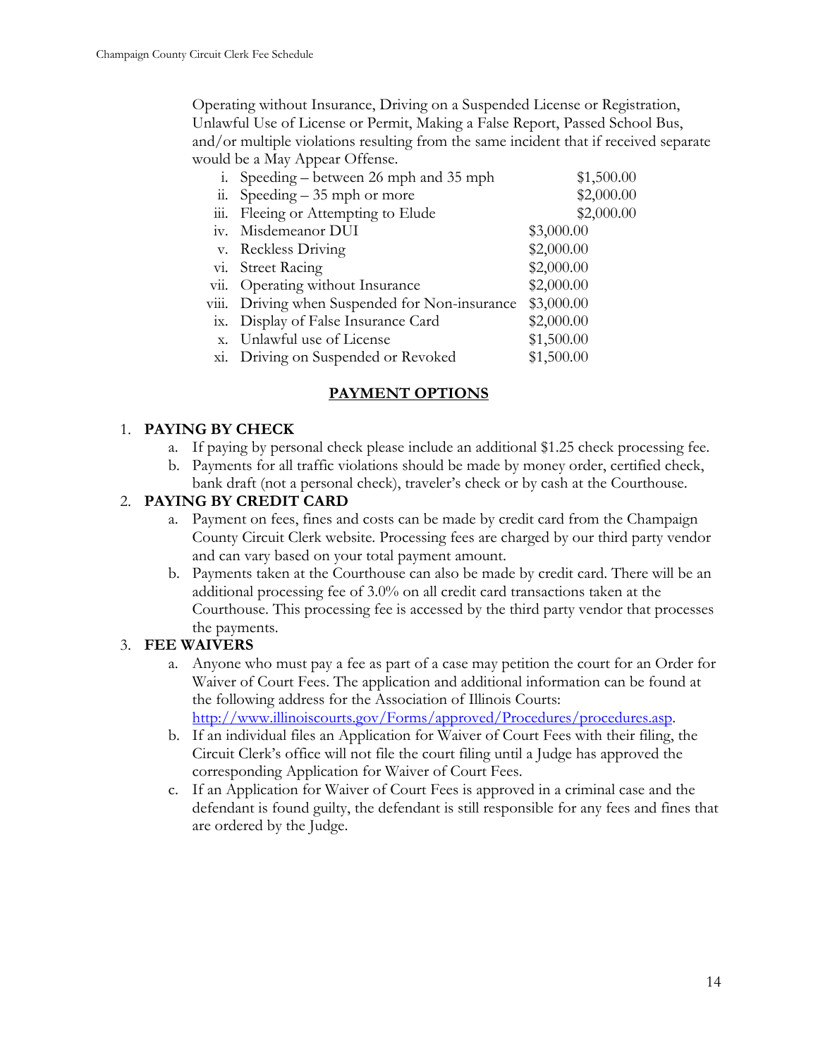Operating without Insurance, Driving on a Suspended License or Registration, Unlawful Use of License or Permit, Making a False Report, Passed School Bus, and/or multiple violations resulting from the same incident that if received separate would be a May Appear Offense.

| | | |
|---|---|---|
| i. | Speeding – between 26 mph and 35 mph | $1,500.00 |
| ii. | Speeding – 35 mph or more | $2,000.00 |
| iii. | Fleeing or Attempting to Elude | $2,000.00 |
| iv. | Misdemeanor DUI | $3,000.00 |
| v. | Reckless Driving | $2,000.00 |
| vi. | Street Racing | $2,000.00 |
| vii. | Operating without Insurance | $2,000.00 |
| viii. | Driving when Suspended for Non-insurance | $3,000.00 |
| ix. | Display of False Insurance Card | $2,000.00 |
| x. | Unlawful use of License | $1,500.00 |
| xi. | Driving on Suspended or Revoked | $1,500.00 |

## PAYMENT OPTIONS

1. **PAYING BY CHECK**
   a. If paying by personal check please include an additional $1.25 check processing fee.
   b. Payments for all traffic violations should be made by money order, certified check, bank draft (not a personal check), traveler's check or by cash at the Courthouse.
2. **PAYING BY CREDIT CARD**
   a. Payment on fees, fines and costs can be made by credit card from the Champaign County Circuit Clerk website. Processing fees are charged by our third party vendor and can vary based on your total payment amount.
   b. Payments taken at the Courthouse can also be made by credit card. There will be an additional processing fee of 3.0% on all credit card transactions taken at the Courthouse. This processing fee is accessed by the third party vendor that processes the payments.
3. **FEE WAIVERS**
   a. Anyone who must pay a fee as part of a case may petition the court for an Order for Waiver of Court Fees. The application and additional information can be found at the following address for the Association of Illinois Courts: http://www.illinoiscourts.gov/Forms/approved/Procedures/procedures.asp.
   b. If an individual files an Application for Waiver of Court Fees with their filing, the Circuit Clerk's office will not file the court filing until a Judge has approved the corresponding Application for Waiver of Court Fees.
   c. If an Application for Waiver of Court Fees is approved in a criminal case and the defendant is found guilty, the defendant is still responsible for any fees and fines that are ordered by the Judge.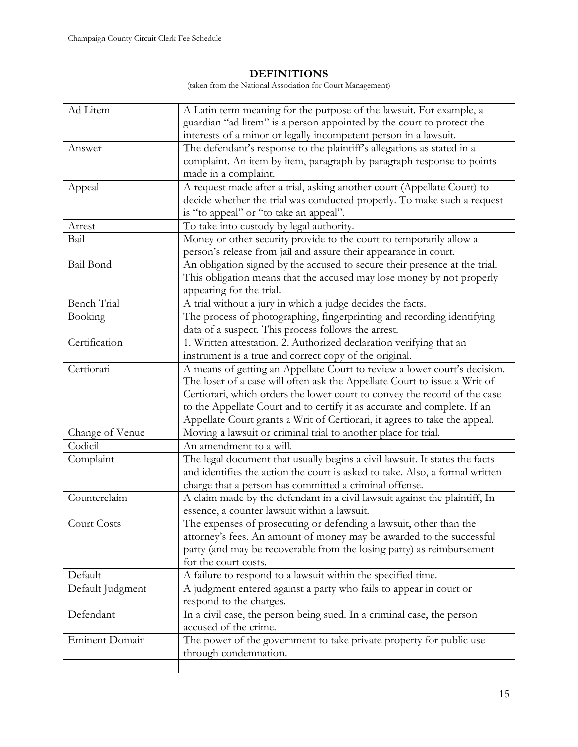## DEFINITIONS

(taken from the National Association for Court Management)

| | |
|---|---|
| Ad Litem | A Latin term meaning for the purpose of the lawsuit. For example, a guardian "ad litem" is a person appointed by the court to protect the interests of a minor or legally incompetent person in a lawsuit. |
| Answer | The defendant's response to the plaintiff's allegations as stated in a complaint. An item by item, paragraph by paragraph response to points made in a complaint. |
| Appeal | A request made after a trial, asking another court (Appellate Court) to decide whether the trial was conducted properly. To make such a request is "to appeal" or "to take an appeal". |
| Arrest | To take into custody by legal authority. |
| Bail | Money or other security provide to the court to temporarily allow a person's release from jail and assure their appearance in court. |
| Bail Bond | An obligation signed by the accused to secure their presence at the trial. This obligation means that the accused may lose money by not properly appearing for the trial. |
| Bench Trial | A trial without a jury in which a judge decides the facts. |
| Booking | The process of photographing, fingerprinting and recording identifying data of a suspect. This process follows the arrest. |
| Certification | 1. Written attestation. 2. Authorized declaration verifying that an instrument is a true and correct copy of the original. |
| Certiorari | A means of getting an Appellate Court to review a lower court's decision. The loser of a case will often ask the Appellate Court to issue a Writ of Certiorari, which orders the lower court to convey the record of the case to the Appellate Court and to certify it as accurate and complete. If an Appellate Court grants a Writ of Certiorari, it agrees to take the appeal. |
| Change of Venue | Moving a lawsuit or criminal trial to another place for trial. |
| Codicil | An amendment to a will. |
| Complaint | The legal document that usually begins a civil lawsuit. It states the facts and identifies the action the court is asked to take. Also, a formal written charge that a person has committed a criminal offense. |
| Counterclaim | A claim made by the defendant in a civil lawsuit against the plaintiff, In essence, a counter lawsuit within a lawsuit. |
| Court Costs | The expenses of prosecuting or defending a lawsuit, other than the attorney's fees. An amount of money may be awarded to the successful party (and may be recoverable from the losing party) as reimbursement for the court costs. |
| Default | A failure to respond to a lawsuit within the specified time. |
| Default Judgment | A judgment entered against a party who fails to appear in court or respond to the charges. |
| Defendant | In a civil case, the person being sued. In a criminal case, the person accused of the crime. |
| Eminent Domain | The power of the government to take private property for public use through condemnation. |
| | |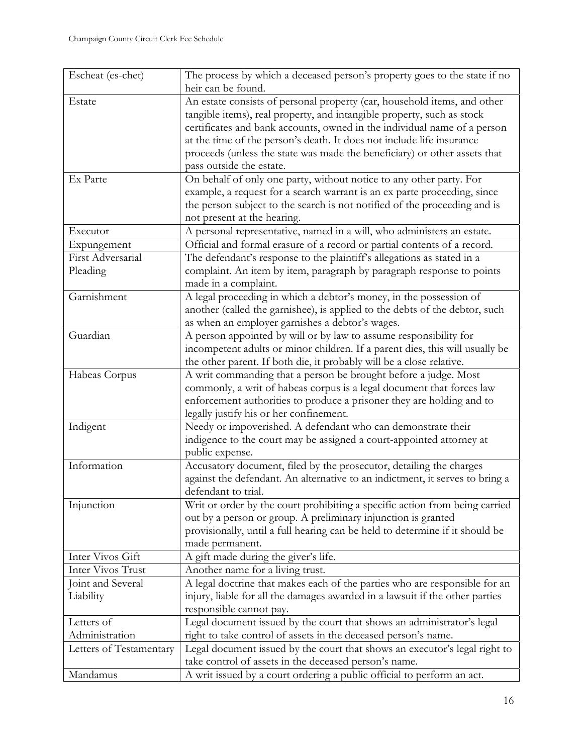| | |
|---|---|
| Escheat (es-chet) | The process by which a deceased person's property goes to the state if no heir can be found. |
| Estate | An estate consists of personal property (car, household items, and other tangible items), real property, and intangible property, such as stock certificates and bank accounts, owned in the individual name of a person at the time of the person's death. It does not include life insurance proceeds (unless the state was made the beneficiary) or other assets that pass outside the estate. |
| Ex Parte | On behalf of only one party, without notice to any other party. For example, a request for a search warrant is an ex parte proceeding, since the person subject to the search is not notified of the proceeding and is not present at the hearing. |
| Executor | A personal representative, named in a will, who administers an estate. |
| Expungement | Official and formal erasure of a record or partial contents of a record. |
| First Adversarial Pleading | The defendant's response to the plaintiff's allegations as stated in a complaint. An item by item, paragraph by paragraph response to points made in a complaint. |
| Garnishment | A legal proceeding in which a debtor's money, in the possession of another (called the garnishee), is applied to the debts of the debtor, such as when an employer garnishes a debtor's wages. |
| Guardian | A person appointed by will or by law to assume responsibility for incompetent adults or minor children. If a parent dies, this will usually be the other parent. If both die, it probably will be a close relative. |
| Habeas Corpus | A writ commanding that a person be brought before a judge. Most commonly, a writ of habeas corpus is a legal document that forces law enforcement authorities to produce a prisoner they are holding and to legally justify his or her confinement. |
| Indigent | Needy or impoverished. A defendant who can demonstrate their indigence to the court may be assigned a court-appointed attorney at public expense. |
| Information | Accusatory document, filed by the prosecutor, detailing the charges against the defendant. An alternative to an indictment, it serves to bring a defendant to trial. |
| Injunction | Writ or order by the court prohibiting a specific action from being carried out by a person or group. A preliminary injunction is granted provisionally, until a full hearing can be held to determine if it should be made permanent. |
| Inter Vivos Gift | A gift made during the giver's life. |
| Inter Vivos Trust | Another name for a living trust. |
| Joint and Several Liability | A legal doctrine that makes each of the parties who are responsible for an injury, liable for all the damages awarded in a lawsuit if the other parties responsible cannot pay. |
| Letters of Administration | Legal document issued by the court that shows an administrator's legal right to take control of assets in the deceased person's name. |
| Letters of Testamentary | Legal document issued by the court that shows an executor's legal right to take control of assets in the deceased person's name. |
| Mandamus | A writ issued by a court ordering a public official to perform an act. |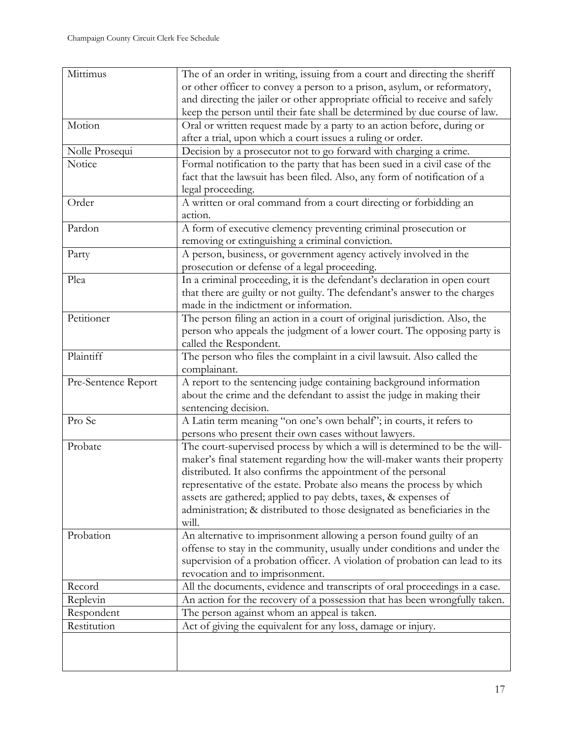| | |
|---|---|
| Mittimus | The of an order in writing, issuing from a court and directing the sheriff or other officer to convey a person to a prison, asylum, or reformatory, and directing the jailer or other appropriate official to receive and safely keep the person until their fate shall be determined by due course of law. |
| Motion | Oral or written request made by a party to an action before, during or after a trial, upon which a court issues a ruling or order. |
| Nolle Prosequi | Decision by a prosecutor not to go forward with charging a crime. |
| Notice | Formal notification to the party that has been sued in a civil case of the fact that the lawsuit has been filed. Also, any form of notification of a legal proceeding. |
| Order | A written or oral command from a court directing or forbidding an action. |
| Pardon | A form of executive clemency preventing criminal prosecution or removing or extinguishing a criminal conviction. |
| Party | A person, business, or government agency actively involved in the prosecution or defense of a legal proceeding. |
| Plea | In a criminal proceeding, it is the defendant's declaration in open court that there are guilty or not guilty. The defendant's answer to the charges made in the indictment or information. |
| Petitioner | The person filing an action in a court of original jurisdiction. Also, the person who appeals the judgment of a lower court. The opposing party is called the Respondent. |
| Plaintiff | The person who files the complaint in a civil lawsuit. Also called the complainant. |
| Pre-Sentence Report | A report to the sentencing judge containing background information about the crime and the defendant to assist the judge in making their sentencing decision. |
| Pro Se | A Latin term meaning "on one's own behalf"; in courts, it refers to persons who present their own cases without lawyers. |
| Probate | The court-supervised process by which a will is determined to be the will-maker's final statement regarding how the will-maker wants their property distributed. It also confirms the appointment of the personal representative of the estate. Probate also means the process by which assets are gathered; applied to pay debts, taxes, & expenses of administration; & distributed to those designated as beneficiaries in the will. |
| Probation | An alternative to imprisonment allowing a person found guilty of an offense to stay in the community, usually under conditions and under the supervision of a probation officer. A violation of probation can lead to its revocation and to imprisonment. |
| Record | All the documents, evidence and transcripts of oral proceedings in a case. |
| Replevin | An action for the recovery of a possession that has been wrongfully taken. |
| Respondent | The person against whom an appeal is taken. |
| Restitution | Act of giving the equivalent for any loss, damage or injury. |
| | |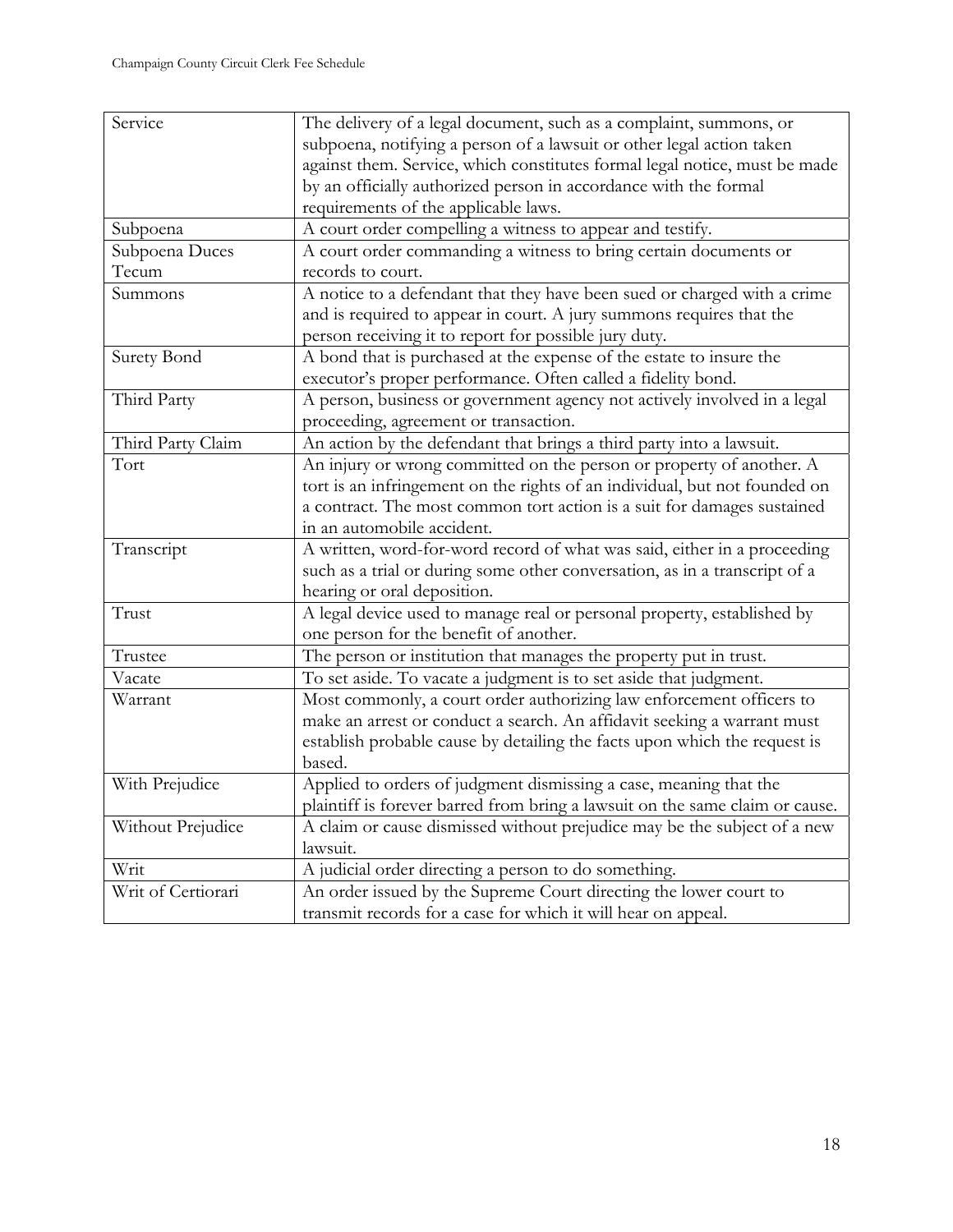| | |
|---|---|
| Service | The delivery of a legal document, such as a complaint, summons, or subpoena, notifying a person of a lawsuit or other legal action taken against them. Service, which constitutes formal legal notice, must be made by an officially authorized person in accordance with the formal requirements of the applicable laws. |
| Subpoena | A court order compelling a witness to appear and testify. |
| Subpoena Duces Tecum | A court order commanding a witness to bring certain documents or records to court. |
| Summons | A notice to a defendant that they have been sued or charged with a crime and is required to appear in court. A jury summons requires that the person receiving it to report for possible jury duty. |
| Surety Bond | A bond that is purchased at the expense of the estate to insure the executor's proper performance. Often called a fidelity bond. |
| Third Party | A person, business or government agency not actively involved in a legal proceeding, agreement or transaction. |
| Third Party Claim | An action by the defendant that brings a third party into a lawsuit. |
| Tort | An injury or wrong committed on the person or property of another. A tort is an infringement on the rights of an individual, but not founded on a contract. The most common tort action is a suit for damages sustained in an automobile accident. |
| Transcript | A written, word-for-word record of what was said, either in a proceeding such as a trial or during some other conversation, as in a transcript of a hearing or oral deposition. |
| Trust | A legal device used to manage real or personal property, established by one person for the benefit of another. |
| Trustee | The person or institution that manages the property put in trust. |
| Vacate | To set aside. To vacate a judgment is to set aside that judgment. |
| Warrant | Most commonly, a court order authorizing law enforcement officers to make an arrest or conduct a search. An affidavit seeking a warrant must establish probable cause by detailing the facts upon which the request is based. |
| With Prejudice | Applied to orders of judgment dismissing a case, meaning that the plaintiff is forever barred from bring a lawsuit on the same claim or cause. |
| Without Prejudice | A claim or cause dismissed without prejudice may be the subject of a new lawsuit. |
| Writ | A judicial order directing a person to do something. |
| Writ of Certiorari | An order issued by the Supreme Court directing the lower court to transmit records for a case for which it will hear on appeal. |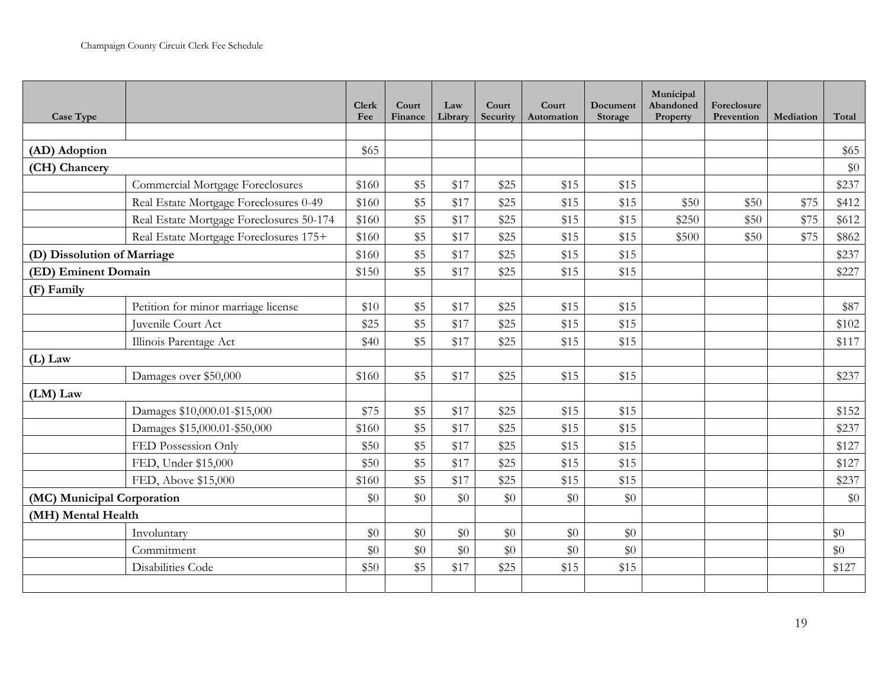| Case Type | | Clerk Fee | Court Finance | Law Library | Court Security | Court Automation | Document Storage | Municipal Abandoned Property | Foreclosure Prevention | Mediation | Total |
|---|---|---|---|---|---|---|---|---|---|---|---|
| | | | | | | | | | | | |
| **(AD) Adoption** | | $65 | | | | | | | | | $65 |
| **(CH) Chancery** | | | | | | | | | | | $0 |
| | Commercial Mortgage Foreclosures | $160 | $5 | $17 | $25 | $15 | $15 | | | | $237 |
| | Real Estate Mortgage Foreclosures 0-49 | $160 | $5 | $17 | $25 | $15 | $15 | $50 | $50 | $75 | $412 |
| | Real Estate Mortgage Foreclosures 50-174 | $160 | $5 | $17 | $25 | $15 | $15 | $250 | $50 | $75 | $612 |
| | Real Estate Mortgage Foreclosures 175+ | $160 | $5 | $17 | $25 | $15 | $15 | $500 | $50 | $75 | $862 |
| **(D) Dissolution of Marriage** | | $160 | $5 | $17 | $25 | $15 | $15 | | | | $237 |
| **(ED) Eminent Domain** | | $150 | $5 | $17 | $25 | $15 | $15 | | | | $227 |
| **(F) Family** | | | | | | | | | | | |
| | Petition for minor marriage license | $10 | $5 | $17 | $25 | $15 | $15 | | | | $87 |
| | Juvenile Court Act | $25 | $5 | $17 | $25 | $15 | $15 | | | | $102 |
| | Illinois Parentage Act | $40 | $5 | $17 | $25 | $15 | $15 | | | | $117 |
| **(L) Law** | | | | | | | | | | | |
| | Damages over $50,000 | $160 | $5 | $17 | $25 | $15 | $15 | | | | $237 |
| **(LM) Law** | | | | | | | | | | | |
| | Damages $10,000.01-$15,000 | $75 | $5 | $17 | $25 | $15 | $15 | | | | $152 |
| | Damages $15,000.01-$50,000 | $160 | $5 | $17 | $25 | $15 | $15 | | | | $237 |
| | FED Possession Only | $50 | $5 | $17 | $25 | $15 | $15 | | | | $127 |
| | FED, Under $15,000 | $50 | $5 | $17 | $25 | $15 | $15 | | | | $127 |
| | FED, Above $15,000 | $160 | $5 | $17 | $25 | $15 | $15 | | | | $237 |
| **(MC) Municipal Corporation** | | $0 | $0 | $0 | $0 | $0 | $0 | | | | $0 |
| **(MH) Mental Health** | | | | | | | | | | | |
| | Involuntary | $0 | $0 | $0 | $0 | $0 | $0 | | | | $0 |
| | Commitment | $0 | $0 | $0 | $0 | $0 | $0 | | | | $0 |
| | Disabilities Code | $50 | $5 | $17 | $25 | $15 | $15 | | | | $127 |
| | | | | | | | | | | | |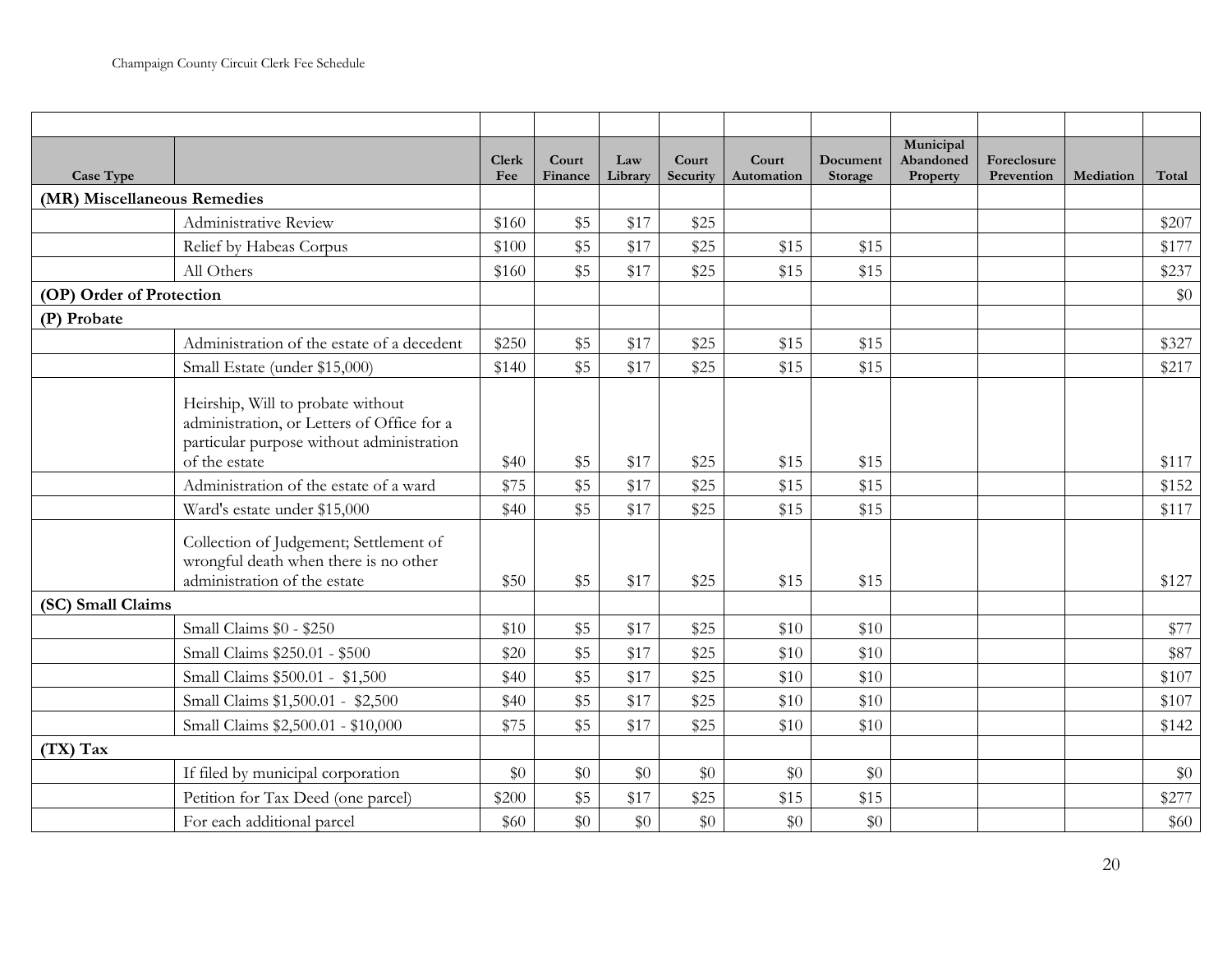| Case Type | | Clerk Fee | Court Finance | Law Library | Court Security | Court Automation | Document Storage | Municipal Abandoned Property | Foreclosure Prevention | Mediation | Total |
|---|---|---|---|---|---|---|---|---|---|---|---|
| **(MR) Miscellaneous Remedies** | | | | | | | | | | | |
| | Administrative Review | $160 | $5 | $17 | $25 | | | | | | $207 |
| | Relief by Habeas Corpus | $100 | $5 | $17 | $25 | $15 | $15 | | | | $177 |
| | All Others | $160 | $5 | $17 | $25 | $15 | $15 | | | | $237 |
| **(OP) Order of Protection** | | | | | | | | | | | $0 |
| **(P) Probate** | | | | | | | | | | | |
| | Administration of the estate of a decedent | $250 | $5 | $17 | $25 | $15 | $15 | | | | $327 |
| | Small Estate (under $15,000) | $140 | $5 | $17 | $25 | $15 | $15 | | | | $217 |
| | Heirship, Will to probate without administration, or Letters of Office for a particular purpose without administration of the estate | $40 | $5 | $17 | $25 | $15 | $15 | | | | $117 |
| | Administration of the estate of a ward | $75 | $5 | $17 | $25 | $15 | $15 | | | | $152 |
| | Ward's estate under $15,000 | $40 | $5 | $17 | $25 | $15 | $15 | | | | $117 |
| | Collection of Judgement; Settlement of wrongful death when there is no other administration of the estate | $50 | $5 | $17 | $25 | $15 | $15 | | | | $127 |
| **(SC) Small Claims** | | | | | | | | | | | |
| | Small Claims $0 - $250 | $10 | $5 | $17 | $25 | $10 | $10 | | | | $77 |
| | Small Claims $250.01 - $500 | $20 | $5 | $17 | $25 | $10 | $10 | | | | $87 |
| | Small Claims $500.01 - $1,500 | $40 | $5 | $17 | $25 | $10 | $10 | | | | $107 |
| | Small Claims $1,500.01 - $2,500 | $40 | $5 | $17 | $25 | $10 | $10 | | | | $107 |
| | Small Claims $2,500.01 - $10,000 | $75 | $5 | $17 | $25 | $10 | $10 | | | | $142 |
| **(TX) Tax** | | | | | | | | | | | |
| | If filed by municipal corporation | $0 | $0 | $0 | $0 | $0 | $0 | | | | $0 |
| | Petition for Tax Deed (one parcel) | $200 | $5 | $17 | $25 | $15 | $15 | | | | $277 |
| | For each additional parcel | $60 | $0 | $0 | $0 | $0 | $0 | | | | $60 |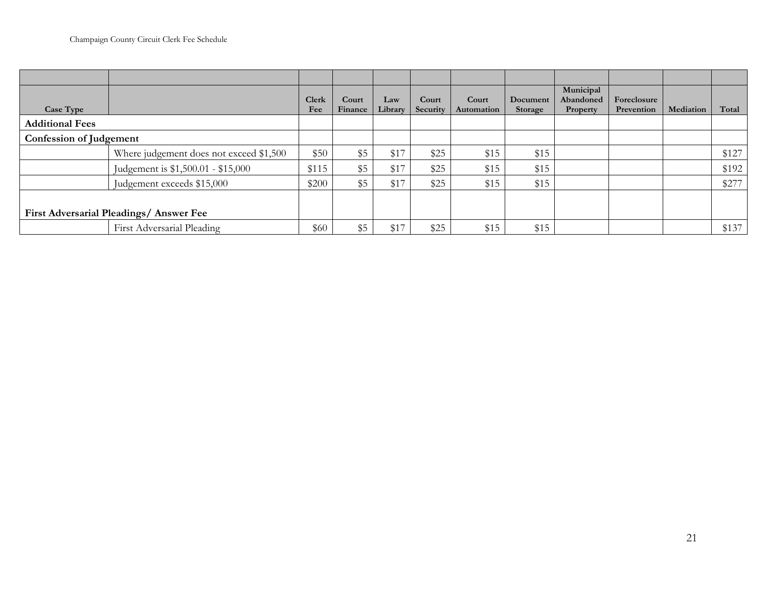| | | | | | | | | | | | |
|---|---|---|---|---|---|---|---|---|---|---|---|
| **Case Type** | | **Clerk Fee** | **Court Finance** | **Law Library** | **Court Security** | **Court Automation** | **Document Storage** | **Municipal Abandoned Property** | **Foreclosure Prevention** | **Mediation** | **Total** |
| **Additional Fees** | | | | | | | | | | | |
| **Confession of Judgement** | | | | | | | | | | | |
| | Where judgement does not exceed $1,500 | $50 | $5 | $17 | $25 | $15 | $15 | | | | $127 |
| | Judgement is $1,500.01 - $15,000 | $115 | $5 | $17 | $25 | $15 | $15 | | | | $192 |
| | Judgement exceeds $15,000 | $200 | $5 | $17 | $25 | $15 | $15 | | | | $277 |
| **First Adversarial Pleadings/ Answer Fee** | | | | | | | | | | | |
| | First Adversarial Pleading | $60 | $5 | $17 | $25 | $15 | $15 | | | | $137 |